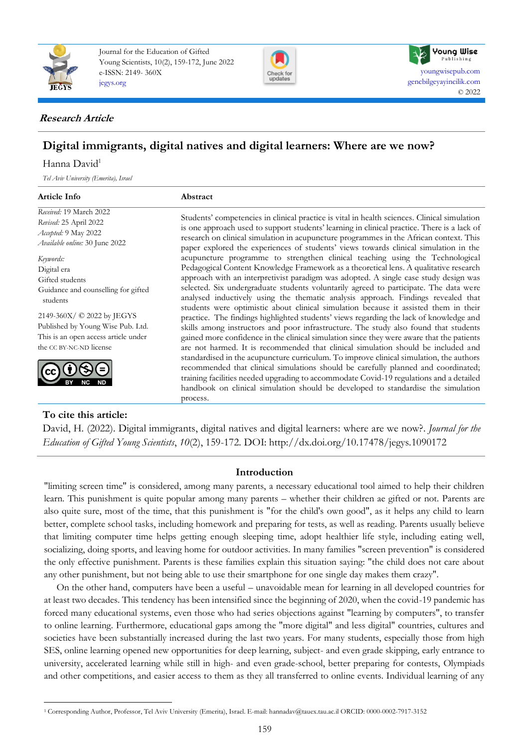Journal for the Education of Gifted Young Scientists, 10(2), 159-172, June 2022
e-ISSN: 2149- 360X
jegys.org

Young Wise Publishing
youngwisepub.com
gencbilgeyayincilik.com
© 2022

***Research Article***

# Digital immigrants, digital natives and digital learners: Where are we now?

Hanna David[1]

*Tel Aviv University (Emerita), Israel*

| Article Info | Abstract |
|---|---|
| *Received:* 19 March 2022<br>*Revised:* 25 April 2022<br>*Accepted:* 9 May 2022<br>*Available online:* 30 June 2022<br><br>*Keywords:*<br>Digital era<br>Gifted students<br>Guidance and counselling for gifted students<br><br>2149-360X/ © 2022 by JEGYS<br>Published by Young Wise Pub. Ltd.<br>This is an open access article under the CC BY-NC-ND license | Students' competencies in clinical practice is vital in health sciences. Clinical simulation is one approach used to support students' learning in clinical practice. There is a lack of research on clinical simulation in acupuncture programmes in the African context. This paper explored the experiences of students' views towards clinical simulation in the acupuncture programme to strengthen clinical teaching using the Technological Pedagogical Content Knowledge Framework as a theoretical lens. A qualitative research approach with an interpretivist paradigm was adopted. A single case study design was selected. Six undergraduate students voluntarily agreed to participate. The data were analysed inductively using the thematic analysis approach. Findings revealed that students were optimistic about clinical simulation because it assisted them in their practice. The findings highlighted students' views regarding the lack of knowledge and skills among instructors and poor infrastructure. The study also found that students gained more confidence in the clinical simulation since they were aware that the patients are not harmed. It is recommended that clinical simulation should be included and standardised in the acupuncture curriculum. To improve clinical simulation, the authors recommended that clinical simulations should be carefully planned and coordinated; training facilities needed upgrading to accommodate Covid-19 regulations and a detailed handbook on clinical simulation should be developed to standardise the simulation process. |

**To cite this article:**

David, H. (2022). Digital immigrants, digital natives and digital learners: where are we now?. *Journal for the Education of Gifted Young Scientists*, *10*(2), 159-172. DOI: http://dx.doi.org/10.17478/jegys.1090172

## Introduction

"limiting screen time" is considered, among many parents, a necessary educational tool aimed to help their children learn. This punishment is quite popular among many parents – whether their children ae gifted or not. Parents are also quite sure, most of the time, that this punishment is "for the child's own good", as it helps any child to learn better, complete school tasks, including homework and preparing for tests, as well as reading. Parents usually believe that limiting computer time helps getting enough sleeping time, adopt healthier life style, including eating well, socializing, doing sports, and leaving home for outdoor activities. In many families "screen prevention" is considered the only effective punishment. Parents is these families explain this situation saying: "the child does not care about any other punishment, but not being able to use their smartphone for one single day makes them crazy".

On the other hand, computers have been a useful – unavoidable mean for learning in all developed countries for at least two decades. This tendency has been intensified since the beginning of 2020, when the covid-19 pandemic has forced many educational systems, even those who had series objections against "learning by computers", to transfer to online learning. Furthermore, educational gaps among the "more digital" and less digital" countries, cultures and societies have been substantially increased during the last two years. For many students, especially those from high SES, online learning opened new opportunities for deep learning, subject- and even grade skipping, early entrance to university, accelerated learning while still in high- and even grade-school, better preparing for contests, Olympiads and other competitions, and easier access to them as they all transferred to online events. Individual learning of any

[1] Corresponding Author, Professor, Tel Aviv University (Emerita), Israel. E-mail: hannadav@tauex.tau.ac.il ORCID: 0000-0002-7917-3152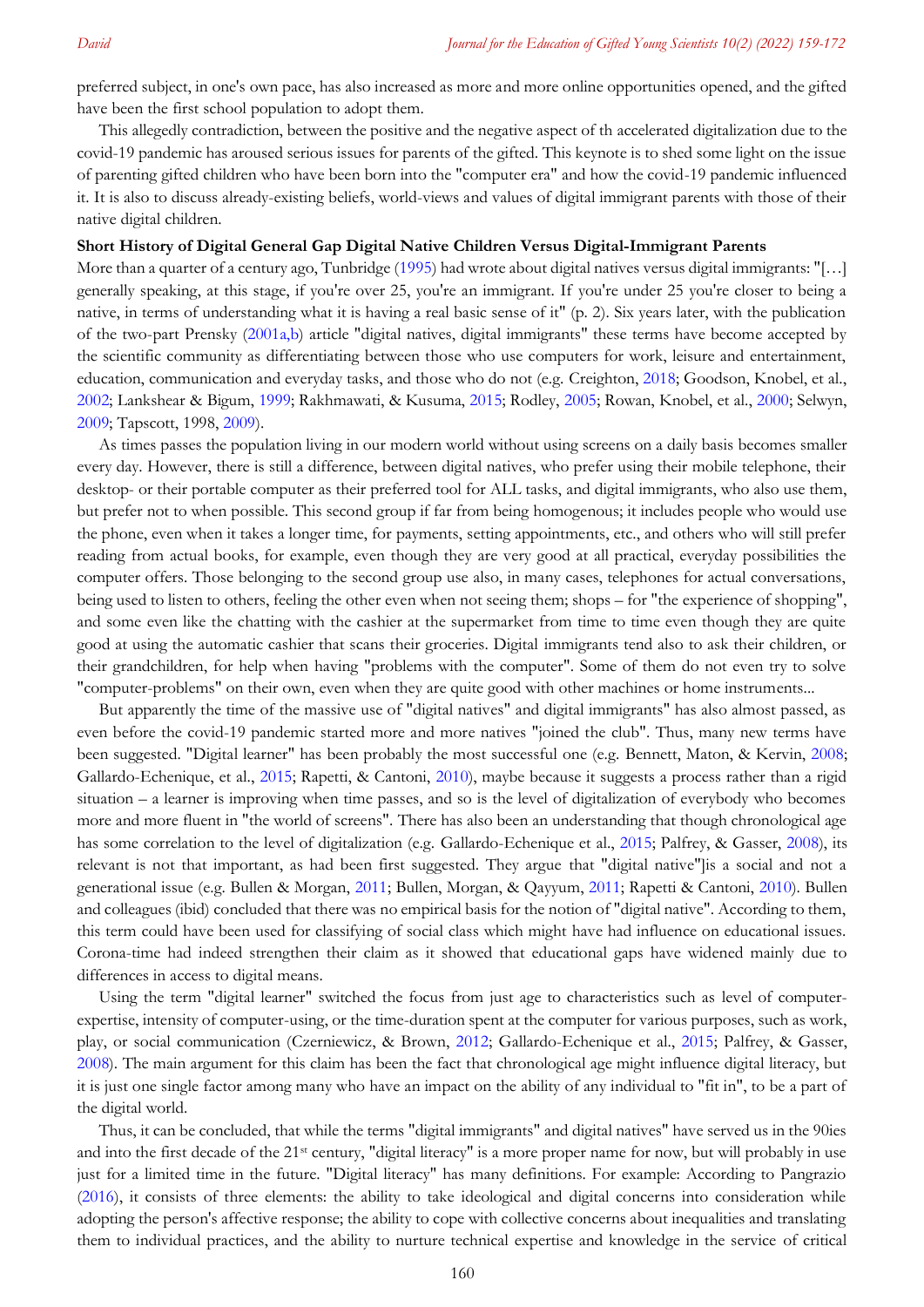preferred subject, in one's own pace, has also increased as more and more online opportunities opened, and the gifted have been the first school population to adopt them.

This allegedly contradiction, between the positive and the negative aspect of th accelerated digitalization due to the covid-19 pandemic has aroused serious issues for parents of the gifted. This keynote is to shed some light on the issue of parenting gifted children who have been born into the "computer era" and how the covid-19 pandemic influenced it. It is also to discuss already-existing beliefs, world-views and values of digital immigrant parents with those of their native digital children.

**Short History of Digital General Gap Digital Native Children Versus Digital-Immigrant Parents**

More than a quarter of a century ago, Tunbridge (1995) had wrote about digital natives versus digital immigrants: "[…] generally speaking, at this stage, if you're over 25, you're an immigrant. If you're under 25 you're closer to being a native, in terms of understanding what it is having a real basic sense of it" (p. 2). Six years later, with the publication of the two-part Prensky (2001a,b) article "digital natives, digital immigrants" these terms have become accepted by the scientific community as differentiating between those who use computers for work, leisure and entertainment, education, communication and everyday tasks, and those who do not (e.g. Creighton, 2018; Goodson, Knobel, et al., 2002; Lankshear & Bigum, 1999; Rakhmawati, & Kusuma, 2015; Rodley, 2005; Rowan, Knobel, et al., 2000; Selwyn, 2009; Tapscott, 1998, 2009).

As times passes the population living in our modern world without using screens on a daily basis becomes smaller every day. However, there is still a difference, between digital natives, who prefer using their mobile telephone, their desktop- or their portable computer as their preferred tool for ALL tasks, and digital immigrants, who also use them, but prefer not to when possible. This second group if far from being homogenous; it includes people who would use the phone, even when it takes a longer time, for payments, setting appointments, etc., and others who will still prefer reading from actual books, for example, even though they are very good at all practical, everyday possibilities the computer offers. Those belonging to the second group use also, in many cases, telephones for actual conversations, being used to listen to others, feeling the other even when not seeing them; shops – for "the experience of shopping", and some even like the chatting with the cashier at the supermarket from time to time even though they are quite good at using the automatic cashier that scans their groceries. Digital immigrants tend also to ask their children, or their grandchildren, for help when having "problems with the computer". Some of them do not even try to solve "computer-problems" on their own, even when they are quite good with other machines or home instruments...

But apparently the time of the massive use of "digital natives" and digital immigrants" has also almost passed, as even before the covid-19 pandemic started more and more natives "joined the club". Thus, many new terms have been suggested. "Digital learner" has been probably the most successful one (e.g. Bennett, Maton, & Kervin, 2008; Gallardo-Echenique, et al., 2015; Rapetti, & Cantoni, 2010), maybe because it suggests a process rather than a rigid situation – a learner is improving when time passes, and so is the level of digitalization of everybody who becomes more and more fluent in "the world of screens". There has also been an understanding that though chronological age has some correlation to the level of digitalization (e.g. Gallardo-Echenique et al., 2015; Palfrey, & Gasser, 2008), its relevant is not that important, as had been first suggested. They argue that "digital native"]is a social and not a generational issue (e.g. Bullen & Morgan, 2011; Bullen, Morgan, & Qayyum, 2011; Rapetti & Cantoni, 2010). Bullen and colleagues (ibid) concluded that there was no empirical basis for the notion of "digital native". According to them, this term could have been used for classifying of social class which might have had influence on educational issues. Corona-time had indeed strengthen their claim as it showed that educational gaps have widened mainly due to differences in access to digital means.

Using the term "digital learner" switched the focus from just age to characteristics such as level of computer-expertise, intensity of computer-using, or the time-duration spent at the computer for various purposes, such as work, play, or social communication (Czerniewicz, & Brown, 2012; Gallardo-Echenique et al., 2015; Palfrey, & Gasser, 2008). The main argument for this claim has been the fact that chronological age might influence digital literacy, but it is just one single factor among many who have an impact on the ability of any individual to "fit in", to be a part of the digital world.

Thus, it can be concluded, that while the terms "digital immigrants" and digital natives" have served us in the 90ies and into the first decade of the 21st century, "digital literacy" is a more proper name for now, but will probably in use just for a limited time in the future. "Digital literacy" has many definitions. For example: According to Pangrazio (2016), it consists of three elements: the ability to take ideological and digital concerns into consideration while adopting the person's affective response; the ability to cope with collective concerns about inequalities and translating them to individual practices, and the ability to nurture technical expertise and knowledge in the service of critical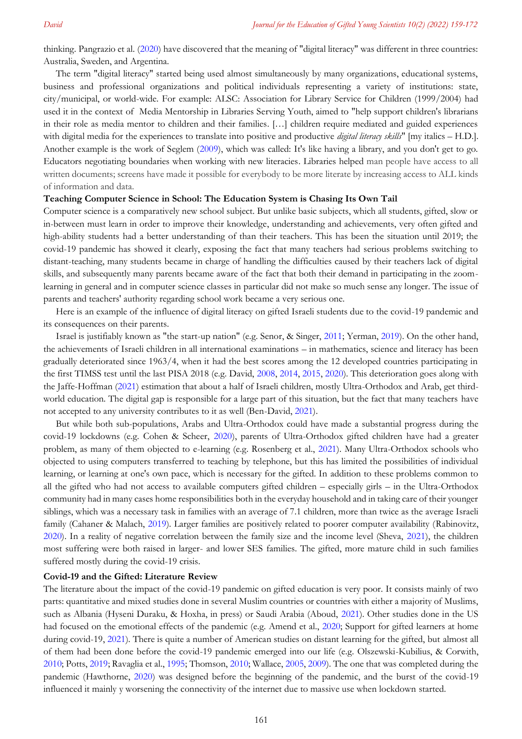thinking. Pangrazio et al. (2020) have discovered that the meaning of "digital literacy" was different in three countries: Australia, Sweden, and Argentina.

The term "digital literacy" started being used almost simultaneously by many organizations, educational systems, business and professional organizations and political individuals representing a variety of institutions: state, city/municipal, or world-wide. For example: ALSC: Association for Library Service for Children (1999/2004) had used it in the context of Media Mentorship in Libraries Serving Youth, aimed to "help support children's librarians in their role as media mentor to children and their families. […] children require mediated and guided experiences with digital media for the experiences to translate into positive and productive *digital literacy skills*" [my italics – H.D.]. Another example is the work of Seglem (2009), which was called: It's like having a library, and you don't get to go. Educators negotiating boundaries when working with new literacies. Libraries helped man people have access to all written documents; screens have made it possible for everybody to be more literate by increasing access to ALL kinds of information and data.

**Teaching Computer Science in School: The Education System is Chasing Its Own Tail**

Computer science is a comparatively new school subject. But unlike basic subjects, which all students, gifted, slow or in-between must learn in order to improve their knowledge, understanding and achievements, very often gifted and high-ability students had a better understanding of than their teachers. This has been the situation until 2019; the covid-19 pandemic has showed it clearly, exposing the fact that many teachers had serious problems switching to distant-teaching, many students became in charge of handling the difficulties caused by their teachers lack of digital skills, and subsequently many parents became aware of the fact that both their demand in participating in the zoom-learning in general and in computer science classes in particular did not make so much sense any longer. The issue of parents and teachers' authority regarding school work became a very serious one.

Here is an example of the influence of digital literacy on gifted Israeli students due to the covid-19 pandemic and its consequences on their parents.

Israel is justifiably known as "the start-up nation" (e.g. Senor, & Singer, 2011; Yerman, 2019). On the other hand, the achievements of Israeli children in all international examinations – in mathematics, science and literacy has been gradually deteriorated since 1963/4, when it had the best scores among the 12 developed countries participating in the first TIMSS test until the last PISA 2018 (e.g. David, 2008, 2014, 2015, 2020). This deterioration goes along with the Jaffe-Hoffman (2021) estimation that about a half of Israeli children, mostly Ultra-Orthodox and Arab, get third-world education. The digital gap is responsible for a large part of this situation, but the fact that many teachers have not accepted to any university contributes to it as well (Ben-David, 2021).

But while both sub-populations, Arabs and Ultra-Orthodox could have made a substantial progress during the covid-19 lockdowns (e.g. Cohen & Scheer, 2020), parents of Ultra-Orthodox gifted children have had a greater problem, as many of them objected to e-learning (e.g. Rosenberg et al., 2021). Many Ultra-Orthodox schools who objected to using computers transferred to teaching by telephone, but this has limited the possibilities of individual learning, or learning at one's own pace, which is necessary for the gifted. In addition to these problems common to all the gifted who had not access to available computers gifted children – especially girls – in the Ultra-Orthodox community had in many cases home responsibilities both in the everyday household and in taking care of their younger siblings, which was a necessary task in families with an average of 7.1 children, more than twice as the average Israeli family (Cahaner & Malach, 2019). Larger families are positively related to poorer computer availability (Rabinovitz, 2020). In a reality of negative correlation between the family size and the income level (Sheva, 2021), the children most suffering were both raised in larger- and lower SES families. The gifted, more mature child in such families suffered mostly during the covid-19 crisis.

**Covid-19 and the Gifted: Literature Review**

The literature about the impact of the covid-19 pandemic on gifted education is very poor. It consists mainly of two parts: quantitative and mixed studies done in several Muslim countries or countries with either a majority of Muslims, such as Albania (Hyseni Duraku, & Hoxha, in press) or Saudi Arabia (Aboud, 2021). Other studies done in the US had focused on the emotional effects of the pandemic (e.g. Amend et al., 2020; Support for gifted learners at home during covid-19, 2021). There is quite a number of American studies on distant learning for the gifted, but almost all of them had been done before the covid-19 pandemic emerged into our life (e.g. Olszewski-Kubilius, & Corwith, 2010; Potts, 2019; Ravaglia et al., 1995; Thomson, 2010; Wallace, 2005, 2009). The one that was completed during the pandemic (Hawthorne, 2020) was designed before the beginning of the pandemic, and the burst of the covid-19 influenced it mainly y worsening the connectivity of the internet due to massive use when lockdown started.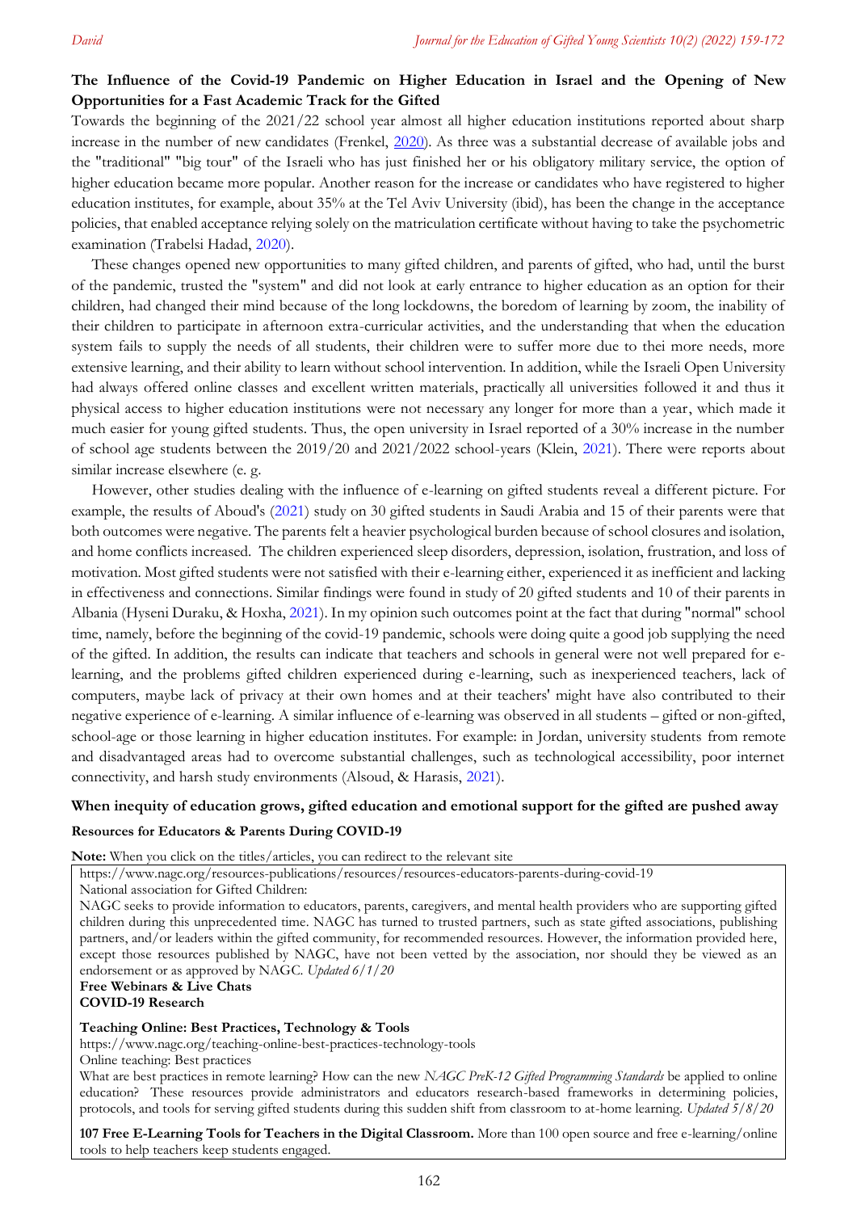### The Influence of the Covid-19 Pandemic on Higher Education in Israel and the Opening of New Opportunities for a Fast Academic Track for the Gifted

Towards the beginning of the 2021/22 school year almost all higher education institutions reported about sharp increase in the number of new candidates (Frenkel, 2020). As three was a substantial decrease of available jobs and the "traditional" "big tour" of the Israeli who has just finished her or his obligatory military service, the option of higher education became more popular. Another reason for the increase or candidates who have registered to higher education institutes, for example, about 35% at the Tel Aviv University (ibid), has been the change in the acceptance policies, that enabled acceptance relying solely on the matriculation certificate without having to take the psychometric examination (Trabelsi Hadad, 2020).

These changes opened new opportunities to many gifted children, and parents of gifted, who had, until the burst of the pandemic, trusted the "system" and did not look at early entrance to higher education as an option for their children, had changed their mind because of the long lockdowns, the boredom of learning by zoom, the inability of their children to participate in afternoon extra-curricular activities, and the understanding that when the education system fails to supply the needs of all students, their children were to suffer more due to thei more needs, more extensive learning, and their ability to learn without school intervention. In addition, while the Israeli Open University had always offered online classes and excellent written materials, practically all universities followed it and thus it physical access to higher education institutions were not necessary any longer for more than a year, which made it much easier for young gifted students. Thus, the open university in Israel reported of a 30% increase in the number of school age students between the 2019/20 and 2021/2022 school-years (Klein, 2021). There were reports about similar increase elsewhere (e. g.

However, other studies dealing with the influence of e-learning on gifted students reveal a different picture. For example, the results of Aboud's (2021) study on 30 gifted students in Saudi Arabia and 15 of their parents were that both outcomes were negative. The parents felt a heavier psychological burden because of school closures and isolation, and home conflicts increased. The children experienced sleep disorders, depression, isolation, frustration, and loss of motivation. Most gifted students were not satisfied with their e-learning either, experienced it as inefficient and lacking in effectiveness and connections. Similar findings were found in study of 20 gifted students and 10 of their parents in Albania (Hyseni Duraku, & Hoxha, 2021). In my opinion such outcomes point at the fact that during "normal" school time, namely, before the beginning of the covid-19 pandemic, schools were doing quite a good job supplying the need of the gifted. In addition, the results can indicate that teachers and schools in general were not well prepared for e-learning, and the problems gifted children experienced during e-learning, such as inexperienced teachers, lack of computers, maybe lack of privacy at their own homes and at their teachers' might have also contributed to their negative experience of e-learning. A similar influence of e-learning was observed in all students – gifted or non-gifted, school-age or those learning in higher education institutes. For example: in Jordan, university students from remote and disadvantaged areas had to overcome substantial challenges, such as technological accessibility, poor internet connectivity, and harsh study environments (Alsoud, & Harasis, 2021).

### When inequity of education grows, gifted education and emotional support for the gifted are pushed away

#### Resources for Educators & Parents During COVID-19

**Note:** When you click on the titles/articles, you can redirect to the relevant site

https://www.nagc.org/resources-publications/resources/resources-educators-parents-during-covid-19
National association for Gifted Children:
NAGC seeks to provide information to educators, parents, caregivers, and mental health providers who are supporting gifted children during this unprecedented time. NAGC has turned to trusted partners, such as state gifted associations, publishing partners, and/or leaders within the gifted community, for recommended resources. However, the information provided here, except those resources published by NAGC, have not been vetted by the association, nor should they be viewed as an endorsement or as approved by NAGC. *Updated 6/1/20*

**Free Webinars & Live Chats**

**COVID-19 Research**

**Teaching Online: Best Practices, Technology & Tools**
https://www.nagc.org/teaching-online-best-practices-technology-tools
Online teaching: Best practices
What are best practices in remote learning? How can the new *NAGC PreK-12 Gifted Programming Standards* be applied to online education? These resources provide administrators and educators research-based frameworks in determining policies, protocols, and tools for serving gifted students during this sudden shift from classroom to at-home learning. *Updated 5/8/20*

**107 Free E-Learning Tools for Teachers in the Digital Classroom.** More than 100 open source and free e-learning/online tools to help teachers keep students engaged.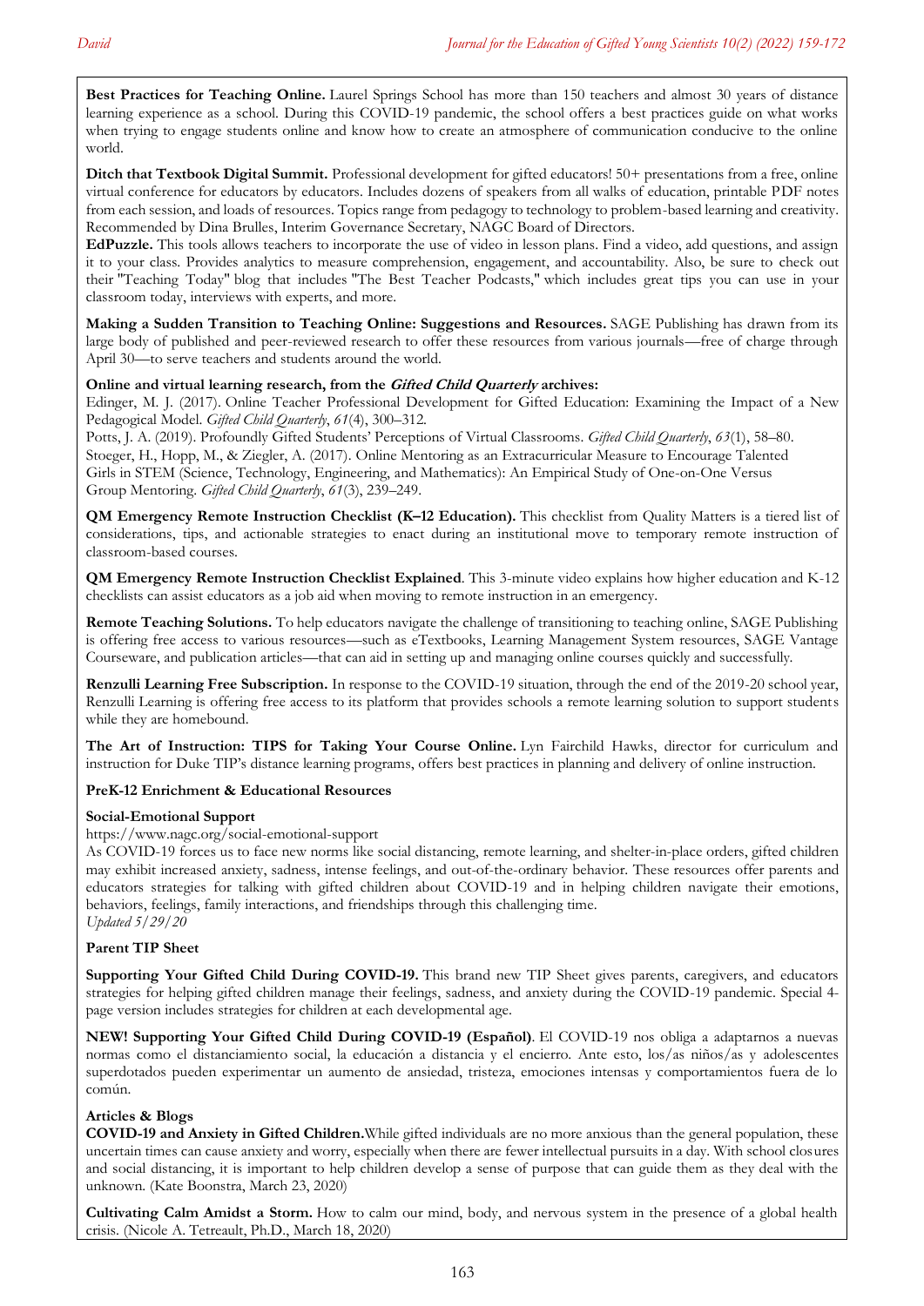**Best Practices for Teaching Online.** Laurel Springs School has more than 150 teachers and almost 30 years of distance learning experience as a school. During this COVID-19 pandemic, the school offers a best practices guide on what works when trying to engage students online and know how to create an atmosphere of communication conducive to the online world.

**Ditch that Textbook Digital Summit.** Professional development for gifted educators! 50+ presentations from a free, online virtual conference for educators by educators. Includes dozens of speakers from all walks of education, printable PDF notes from each session, and loads of resources. Topics range from pedagogy to technology to problem-based learning and creativity. Recommended by Dina Brulles, Interim Governance Secretary, NAGC Board of Directors.

**EdPuzzle.** This tools allows teachers to incorporate the use of video in lesson plans. Find a video, add questions, and assign it to your class. Provides analytics to measure comprehension, engagement, and accountability. Also, be sure to check out their "Teaching Today" blog that includes "The Best Teacher Podcasts," which includes great tips you can use in your classroom today, interviews with experts, and more.

**Making a Sudden Transition to Teaching Online: Suggestions and Resources.** SAGE Publishing has drawn from its large body of published and peer-reviewed research to offer these resources from various journals—free of charge through April 30—to serve teachers and students around the world.

**Online and virtual learning research, from the *Gifted Child Quarterly* archives:**

Edinger, M. J. (2017). Online Teacher Professional Development for Gifted Education: Examining the Impact of a New Pedagogical Model. *Gifted Child Quarterly*, *61*(4), 300–312.

Potts, J. A. (2019). Profoundly Gifted Students' Perceptions of Virtual Classrooms. *Gifted Child Quarterly*, *63*(1), 58–80.

Stoeger, H., Hopp, M., & Ziegler, A. (2017). Online Mentoring as an Extracurricular Measure to Encourage Talented Girls in STEM (Science, Technology, Engineering, and Mathematics): An Empirical Study of One-on-One Versus Group Mentoring. *Gifted Child Quarterly*, *61*(3), 239–249.

**QM Emergency Remote Instruction Checklist (K–12 Education).** This checklist from Quality Matters is a tiered list of considerations, tips, and actionable strategies to enact during an institutional move to temporary remote instruction of classroom-based courses.

**QM Emergency Remote Instruction Checklist Explained**. This 3-minute video explains how higher education and K-12 checklists can assist educators as a job aid when moving to remote instruction in an emergency.

**Remote Teaching Solutions.** To help educators navigate the challenge of transitioning to teaching online, SAGE Publishing is offering free access to various resources—such as eTextbooks, Learning Management System resources, SAGE Vantage Courseware, and publication articles—that can aid in setting up and managing online courses quickly and successfully.

**Renzulli Learning Free Subscription.** In response to the COVID-19 situation, through the end of the 2019-20 school year, Renzulli Learning is offering free access to its platform that provides schools a remote learning solution to support students while they are homebound.

**The Art of Instruction: TIPS for Taking Your Course Online.** Lyn Fairchild Hawks, director for curriculum and instruction for Duke TIP's distance learning programs, offers best practices in planning and delivery of online instruction.

**PreK-12 Enrichment & Educational Resources**

**Social-Emotional Support**

https://www.nagc.org/social-emotional-support

As COVID-19 forces us to face new norms like social distancing, remote learning, and shelter-in-place orders, gifted children may exhibit increased anxiety, sadness, intense feelings, and out-of-the-ordinary behavior. These resources offer parents and educators strategies for talking with gifted children about COVID-19 and in helping children navigate their emotions, behaviors, feelings, family interactions, and friendships through this challenging time.

*Updated 5/29/20*

**Parent TIP Sheet**

**Supporting Your Gifted Child During COVID-19.** This brand new TIP Sheet gives parents, caregivers, and educators strategies for helping gifted children manage their feelings, sadness, and anxiety during the COVID-19 pandemic. Special 4-page version includes strategies for children at each developmental age.

**NEW! Supporting Your Gifted Child During COVID-19 (Español)**. El COVID-19 nos obliga a adaptarnos a nuevas normas como el distanciamiento social, la educación a distancia y el encierro. Ante esto, los/as niños/as y adolescentes superdotados pueden experimentar un aumento de ansiedad, tristeza, emociones intensas y comportamientos fuera de lo común.

**Articles & Blogs**

**COVID-19 and Anxiety in Gifted Children.** While gifted individuals are no more anxious than the general population, these uncertain times can cause anxiety and worry, especially when there are fewer intellectual pursuits in a day. With school closures and social distancing, it is important to help children develop a sense of purpose that can guide them as they deal with the unknown. (Kate Boonstra, March 23, 2020)

**Cultivating Calm Amidst a Storm.** How to calm our mind, body, and nervous system in the presence of a global health crisis. (Nicole A. Tetreault, Ph.D., March 18, 2020)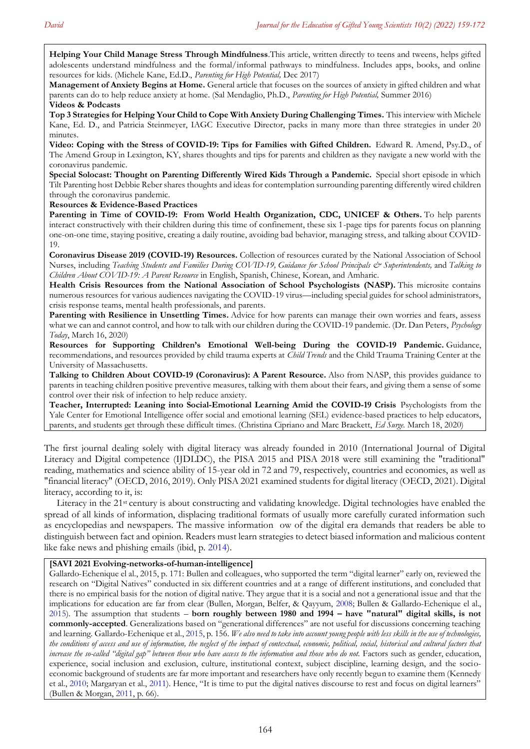**Helping Your Child Manage Stress Through Mindfulness**.This article, written directly to teens and tweens, helps gifted adolescents understand mindfulness and the formal/informal pathways to mindfulness. Includes apps, books, and online resources for kids. (Michele Kane, Ed.D., *Parenting for High Potential,* Dec 2017)

**Management of Anxiety Begins at Home.** General article that focuses on the sources of anxiety in gifted children and what parents can do to help reduce anxiety at home. (Sal Mendaglio, Ph.D., *Parenting for High Potential,* Summer 2016)

**Videos & Podcasts**

**Top 3 Strategies for Helping Your Child to Cope With Anxiety During Challenging Times.** This interview with Michele Kane, Ed. D., and Patricia Steinmeyer, IAGC Executive Director, packs in many more than three strategies in under 20 minutes.

**Video: Coping with the Stress of COVID-19: Tips for Families with Gifted Children.** Edward R. Amend, Psy.D., of The Amend Group in Lexington, KY, shares thoughts and tips for parents and children as they navigate a new world with the coronavirus pandemic.

**Special Solocast: Thought on Parenting Differently Wired Kids Through a Pandemic.** Special short episode in which Tilt Parenting host Debbie Reber shares thoughts and ideas for contemplation surrounding parenting differently wired children through the coronavirus pandemic.

**Resources & Evidence-Based Practices**

**Parenting in Time of COVID-19: From World Health Organization, CDC, UNICEF & Others.** To help parents interact constructively with their children during this time of confinement, these six 1-page tips for parents focus on planning one-on-one time, staying positive, creating a daily routine, avoiding bad behavior, managing stress, and talking about COVID-19.

**Coronavirus Disease 2019 (COVID-19) Resources.** Collection of resources curated by the National Association of School Nurses, including *Teaching Students and Families During COVID-19, Guidance for School Principals & Superintendents,* and *Talking to Children About COVID-19: A Parent Resource* in English, Spanish, Chinese, Korean, and Amharic.

**Health Crisis Resources from the National Association of School Psychologists (NASP).** This microsite contains numerous resources for various audiences navigating the COVID-19 virus—including special guides for school administrators, crisis response teams, mental health professionals, and parents.

**Parenting with Resilience in Unsettling Times.** Advice for how parents can manage their own worries and fears, assess what we can and cannot control, and how to talk with our children during the COVID-19 pandemic. (Dr. Dan Peters, *Psychology Today*, March 16, 2020)

**Resources for Supporting Children's Emotional Well-being During the COVID-19 Pandemic.** Guidance, recommendations, and resources provided by child trauma experts at *Child Trends* and the Child Trauma Training Center at the University of Massachusetts.

**Talking to Children About COVID-19 (Coronavirus): A Parent Resource.** Also from NASP, this provides guidance to parents in teaching children positive preventive measures, talking with them about their fears, and giving them a sense of some control over their risk of infection to help reduce anxiety.

**Teacher, Interrupted: Leaning into Social-Emotional Learning Amid the COVID-19 Crisis** Psychologists from the Yale Center for Emotional Intelligence offer social and emotional learning (SEL) evidence-based practices to help educators, parents, and students get through these difficult times. (Christina Cipriano and Marc Brackett, *Ed Surge.* March 18, 2020)

The first journal dealing solely with digital literacy was already founded in 2010 (International Journal of Digital Literacy and Digital competence (IJDLDC), the PISA 2015 and PISA 2018 were still examining the "traditional" reading, mathematics and science ability of 15-year old in 72 and 79, respectively, countries and economies, as well as "financial literacy" (OECD, 2016, 2019). Only PISA 2021 examined students for digital literacy (OECD, 2021). Digital literacy, according to it, is:

Literacy in the 21st century is about constructing and validating knowledge. Digital technologies have enabled the spread of all kinds of information, displacing traditional formats of usually more carefully curated information such as encyclopedias and newspapers. The massive information ow of the digital era demands that readers be able to distinguish between fact and opinion. Readers must learn strategies to detect biased information and malicious content like fake news and phishing emails (ibid, p. 2014).

**[SAVI 2021 Evolving-networks-of-human-intelligence]**

Gallardo-Echenique el al., 2015, p. 171: Bullen and colleagues, who supported the term "digital learner" early on, reviewed the research on "Digital Natives" conducted in six different countries and at a range of different institutions, and concluded that there is no empirical basis for the notion of digital native. They argue that it is a social and not a generational issue and that the implications for education are far from clear (Bullen, Morgan, Belfer, & Qayyum, 2008; Bullen & Gallardo-Echenique el al., 2015). The assumption that students – **born roughly between 1980 and 1994 – have "natural" digital skills, is not commonly-accepted**. Generalizations based on "generational differences" are not useful for discussions concerning teaching and learning. Gallardo-Echenique et al., 2015, p. 156. *We also need to take into account young people with less skills in the use of technologies, the conditions of access and use of information, the neglect of the impact of contextual, economic, political, social, historical and cultural factors that increase the so-called "digital gap" between those who have access to the information and those who do not.* Factors such as gender, education, experience, social inclusion and exclusion, culture, institutional context, subject discipline, learning design, and the socio-economic background of students are far more important and researchers have only recently begun to examine them (Kennedy et al., 2010; Margaryan et al., 2011). Hence, "It is time to put the digital natives discourse to rest and focus on digital learners" (Bullen & Morgan, 2011, p. 66).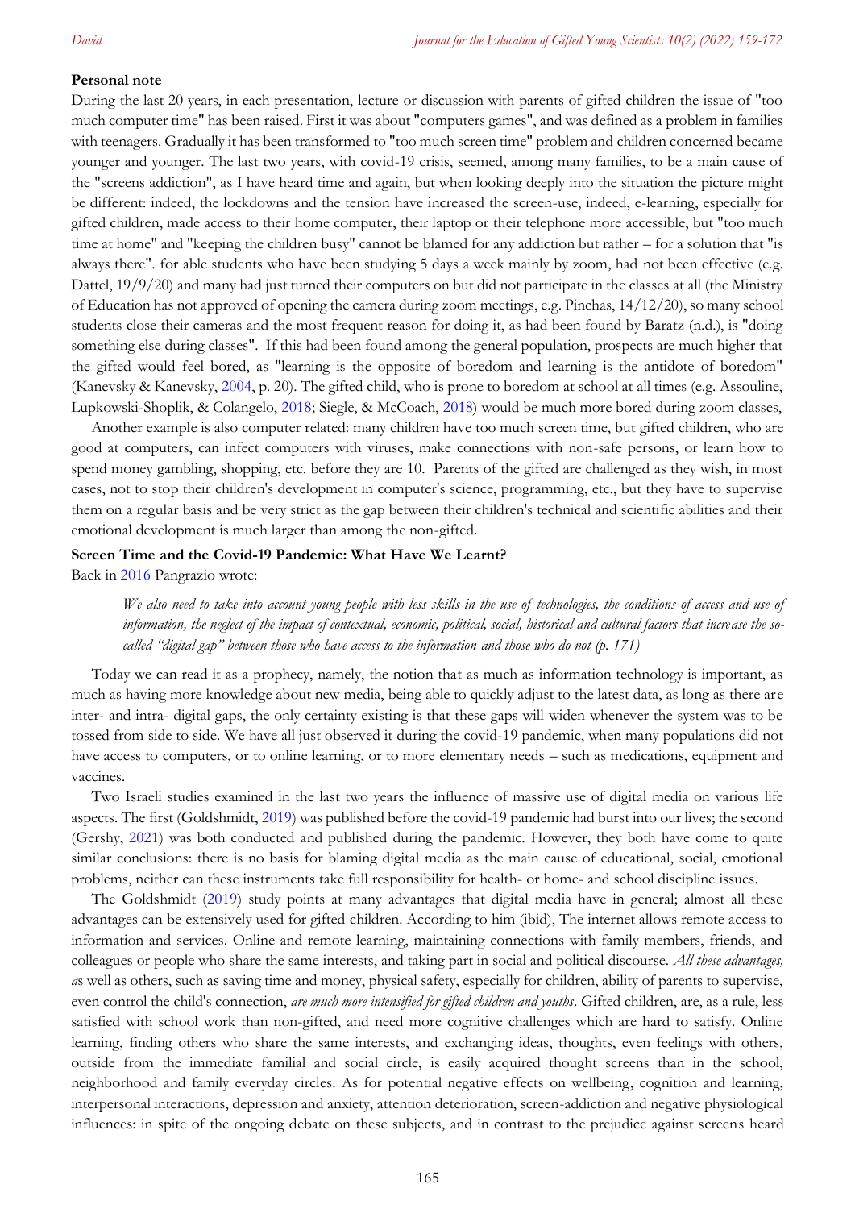**Personal note**

During the last 20 years, in each presentation, lecture or discussion with parents of gifted children the issue of "too much computer time" has been raised. First it was about "computers games", and was defined as a problem in families with teenagers. Gradually it has been transformed to "too much screen time" problem and children concerned became younger and younger. The last two years, with covid-19 crisis, seemed, among many families, to be a main cause of the "screens addiction", as I have heard time and again, but when looking deeply into the situation the picture might be different: indeed, the lockdowns and the tension have increased the screen-use, indeed, e-learning, especially for gifted children, made access to their home computer, their laptop or their telephone more accessible, but "too much time at home" and "keeping the children busy" cannot be blamed for any addiction but rather – for a solution that "is always there". for able students who have been studying 5 days a week mainly by zoom, had not been effective (e.g. Dattel, 19/9/20) and many had just turned their computers on but did not participate in the classes at all (the Ministry of Education has not approved of opening the camera during zoom meetings, e.g. Pinchas, 14/12/20), so many school students close their cameras and the most frequent reason for doing it, as had been found by Baratz (n.d.), is "doing something else during classes". If this had been found among the general population, prospects are much higher that the gifted would feel bored, as "learning is the opposite of boredom and learning is the antidote of boredom" (Kanevsky & Kanevsky, 2004, p. 20). The gifted child, who is prone to boredom at school at all times (e.g. Assouline, Lupkowski-Shoplik, & Colangelo, 2018; Siegle, & McCoach, 2018) would be much more bored during zoom classes,

Another example is also computer related: many children have too much screen time, but gifted children, who are good at computers, can infect computers with viruses, make connections with non-safe persons, or learn how to spend money gambling, shopping, etc. before they are 10. Parents of the gifted are challenged as they wish, in most cases, not to stop their children's development in computer's science, programming, etc., but they have to supervise them on a regular basis and be very strict as the gap between their children's technical and scientific abilities and their emotional development is much larger than among the non-gifted.

**Screen Time and the Covid-19 Pandemic: What Have We Learnt?**

Back in 2016 Pangrazio wrote:

> *We also need to take into account young people with less skills in the use of technologies, the conditions of access and use of information, the neglect of the impact of contextual, economic, political, social, historical and cultural factors that increase the so-called "digital gap" between those who have access to the information and those who do not (p. 171)*

Today we can read it as a prophecy, namely, the notion that as much as information technology is important, as much as having more knowledge about new media, being able to quickly adjust to the latest data, as long as there are inter- and intra- digital gaps, the only certainty existing is that these gaps will widen whenever the system was to be tossed from side to side. We have all just observed it during the covid-19 pandemic, when many populations did not have access to computers, or to online learning, or to more elementary needs – such as medications, equipment and vaccines.

Two Israeli studies examined in the last two years the influence of massive use of digital media on various life aspects. The first (Goldshmidt, 2019) was published before the covid-19 pandemic had burst into our lives; the second (Gershy, 2021) was both conducted and published during the pandemic. However, they both have come to quite similar conclusions: there is no basis for blaming digital media as the main cause of educational, social, emotional problems, neither can these instruments take full responsibility for health- or home- and school discipline issues.

The Goldshmidt (2019) study points at many advantages that digital media have in general; almost all these advantages can be extensively used for gifted children. According to him (ibid), The internet allows remote access to information and services. Online and remote learning, maintaining connections with family members, friends, and colleagues or people who share the same interests, and taking part in social and political discourse. *All these advantages, a*s well as others, such as saving time and money, physical safety, especially for children, ability of parents to supervise, even control the child's connection, *are much more intensified for gifted children and youths*. Gifted children, are, as a rule, less satisfied with school work than non-gifted, and need more cognitive challenges which are hard to satisfy. Online learning, finding others who share the same interests, and exchanging ideas, thoughts, even feelings with others, outside from the immediate familial and social circle, is easily acquired thought screens than in the school, neighborhood and family everyday circles. As for potential negative effects on wellbeing, cognition and learning, interpersonal interactions, depression and anxiety, attention deterioration, screen-addiction and negative physiological influences: in spite of the ongoing debate on these subjects, and in contrast to the prejudice against screens heard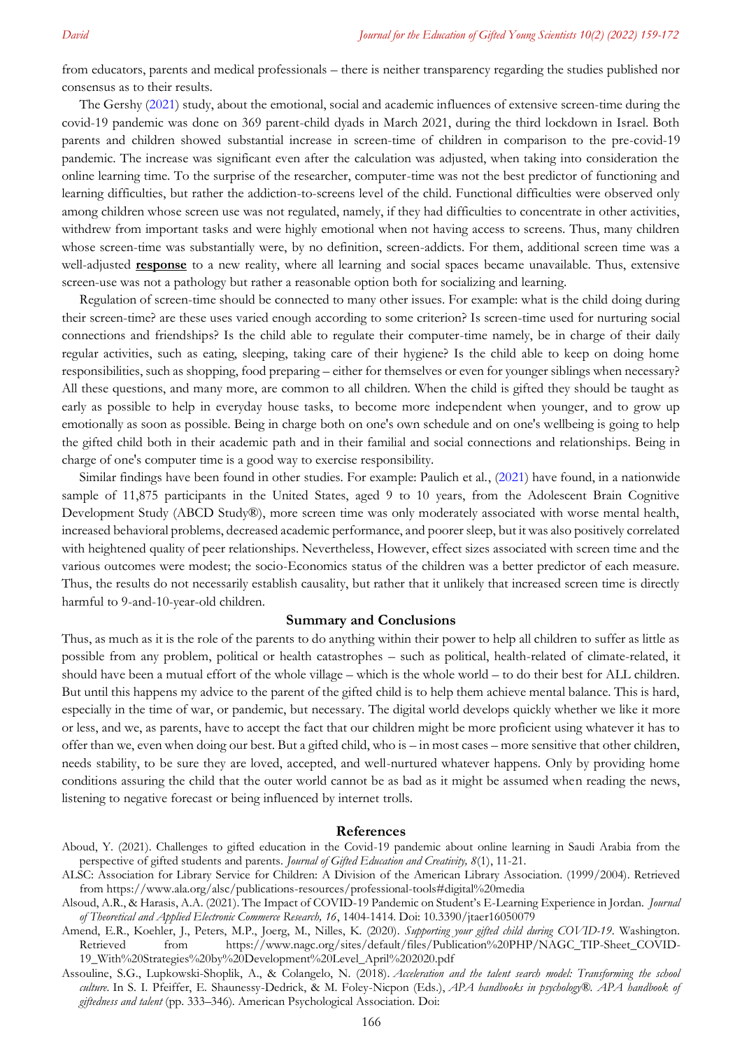from educators, parents and medical professionals – there is neither transparency regarding the studies published nor consensus as to their results.

The Gershy (2021) study, about the emotional, social and academic influences of extensive screen-time during the covid-19 pandemic was done on 369 parent-child dyads in March 2021, during the third lockdown in Israel. Both parents and children showed substantial increase in screen-time of children in comparison to the pre-covid-19 pandemic. The increase was significant even after the calculation was adjusted, when taking into consideration the online learning time. To the surprise of the researcher, computer-time was not the best predictor of functioning and learning difficulties, but rather the addiction-to-screens level of the child. Functional difficulties were observed only among children whose screen use was not regulated, namely, if they had difficulties to concentrate in other activities, withdrew from important tasks and were highly emotional when not having access to screens. Thus, many children whose screen-time was substantially were, by no definition, screen-addicts. For them, additional screen time was a well-adjusted **response** to a new reality, where all learning and social spaces became unavailable. Thus, extensive screen-use was not a pathology but rather a reasonable option both for socializing and learning.

Regulation of screen-time should be connected to many other issues. For example: what is the child doing during their screen-time? are these uses varied enough according to some criterion? Is screen-time used for nurturing social connections and friendships? Is the child able to regulate their computer-time namely, be in charge of their daily regular activities, such as eating, sleeping, taking care of their hygiene? Is the child able to keep on doing home responsibilities, such as shopping, food preparing – either for themselves or even for younger siblings when necessary? All these questions, and many more, are common to all children. When the child is gifted they should be taught as early as possible to help in everyday house tasks, to become more independent when younger, and to grow up emotionally as soon as possible. Being in charge both on one's own schedule and on one's wellbeing is going to help the gifted child both in their academic path and in their familial and social connections and relationships. Being in charge of one's computer time is a good way to exercise responsibility.

Similar findings have been found in other studies. For example: Paulich et al., (2021) have found, in a nationwide sample of 11,875 participants in the United States, aged 9 to 10 years, from the Adolescent Brain Cognitive Development Study (ABCD Study®), more screen time was only moderately associated with worse mental health, increased behavioral problems, decreased academic performance, and poorer sleep, but it was also positively correlated with heightened quality of peer relationships. Nevertheless, However, effect sizes associated with screen time and the various outcomes were modest; the socio-Economics status of the children was a better predictor of each measure. Thus, the results do not necessarily establish causality, but rather that it unlikely that increased screen time is directly harmful to 9-and-10-year-old children.

## Summary and Conclusions

Thus, as much as it is the role of the parents to do anything within their power to help all children to suffer as little as possible from any problem, political or health catastrophes – such as political, health-related of climate-related, it should have been a mutual effort of the whole village – which is the whole world – to do their best for ALL children. But until this happens my advice to the parent of the gifted child is to help them achieve mental balance. This is hard, especially in the time of war, or pandemic, but necessary. The digital world develops quickly whether we like it more or less, and we, as parents, have to accept the fact that our children might be more proficient using whatever it has to offer than we, even when doing our best. But a gifted child, who is – in most cases – more sensitive that other children, needs stability, to be sure they are loved, accepted, and well-nurtured whatever happens. Only by providing home conditions assuring the child that the outer world cannot be as bad as it might be assumed when reading the news, listening to negative forecast or being influenced by internet trolls.

## References

Aboud, Y. (2021). Challenges to gifted education in the Covid-19 pandemic about online learning in Saudi Arabia from the perspective of gifted students and parents. *Journal of Gifted Education and Creativity, 8*(1), 11-21.

ALSC: Association for Library Service for Children: A Division of the American Library Association. (1999/2004). Retrieved from https://www.ala.org/alsc/publications-resources/professional-tools#digital%20media

Alsoud, A.R., & Harasis, A.A. (2021). The Impact of COVID-19 Pandemic on Student's E-Learning Experience in Jordan. *Journal of Theoretical and Applied Electronic Commerce Research, 16*, 1404-1414. Doi: 10.3390/jtaer16050079

Amend, E.R., Koehler, J., Peters, M.P., Joerg, M., Nilles, K. (2020). *Supporting your gifted child during COVID-19*. Washington. Retrieved from https://www.nagc.org/sites/default/files/Publication%20PHP/NAGC_TIP-Sheet_COVID-19_With%20Strategies%20by%20Development%20Level_April%202020.pdf

Assouline, S.G., Lupkowski-Shoplik, A., & Colangelo, N. (2018). *Acceleration and the talent search model: Transforming the school culture.* In S. I. Pfeiffer, E. Shaunessy-Dedrick, & M. Foley-Nicpon (Eds.), *APA handbooks in psychology®. APA handbook of giftedness and talent* (pp. 333–346). American Psychological Association. Doi: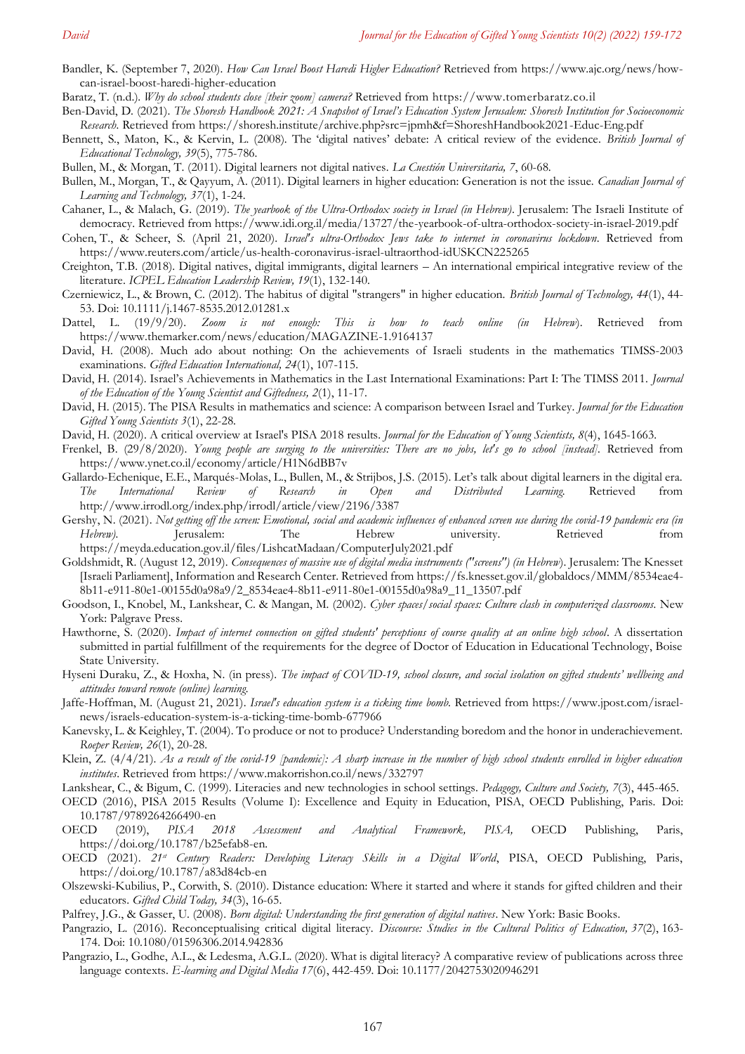Bandler, K. (September 7, 2020). *How Can Israel Boost Haredi Higher Education?* Retrieved from https://www.ajc.org/news/how-can-israel-boost-haredi-higher-education

Baratz, T. (n.d.). *Why do school students close [their zoom] camera?* Retrieved from https://www.tomerbaratz.co.il

Ben-David, D. (2021). *The Shoresh Handbook 2021: A Snapshot of Israel's Education System Jerusalem: Shoresh Institution for Socioeconomic Research.* Retrieved from https://shoresh.institute/archive.php?src=jpmh&f=ShoreshHandbook2021-Educ-Eng.pdf

Bennett, S., Maton, K., & Kervin, L. (2008). The 'digital natives' debate: A critical review of the evidence. *British Journal of Educational Technology, 39*(5), 775-786.

Bullen, M., & Morgan, T. (2011). Digital learners not digital natives. *La Cuestión Universitaria, 7*, 60-68.

Bullen, M., Morgan, T., & Qayyum, A. (2011). Digital learners in higher education: Generation is not the issue. *Canadian Journal of Learning and Technology, 37*(1), 1-24.

Cahaner, L., & Malach, G. (2019). *The yearbook of the Ultra-Orthodox society in Israel (in Hebrew)*. Jerusalem: The Israeli Institute of democracy. Retrieved from https://www.idi.org.il/media/13727/the-yearbook-of-ultra-orthodox-society-in-israel-2019.pdf

Cohen, T., & Scheer, S. (April 21, 2020). *Israel's ultra-Orthodox Jews take to internet in coronavirus lockdown*. Retrieved from https://www.reuters.com/article/us-health-coronavirus-israel-ultraorthod-idUSKCN225265

Creighton, T.B. (2018). Digital natives, digital immigrants, digital learners – An international empirical integrative review of the literature. *ICPEL Education Leadership Review, 19*(1), 132-140.

Czerniewicz, L., & Brown, C. (2012). The habitus of digital "strangers" in higher education. *British Journal of Technology, 44*(1), 44-53. Doi: 10.1111/j.1467-8535.2012.01281.x

Dattel, L. (19/9/20). *Zoom is not enough: This is how to teach online (in Hebrew)*. Retrieved from https://www.themarker.com/news/education/MAGAZINE-1.9164137

David, H. (2008). Much ado about nothing: On the achievements of Israeli students in the mathematics TIMSS-2003 examinations. *Gifted Education International, 24*(1), 107-115.

David, H. (2014). Israel's Achievements in Mathematics in the Last International Examinations: Part I: The TIMSS 2011. *Journal of the Education of the Young Scientist and Giftedness, 2*(1), 11-17.

David, H. (2015). The PISA Results in mathematics and science: A comparison between Israel and Turkey. *Journal for the Education Gifted Young Scientists 3*(1), 22-28.

David, H. (2020). A critical overview at Israel's PISA 2018 results. *Journal for the Education of Young Scientists, 8*(4), 1645-1663.

Frenkel, B. (29/8/2020). *Young people are surging to the universities: There are no jobs, let's go to school [instead]*. Retrieved from https://www.ynet.co.il/economy/article/H1N6dBB7v

Gallardo-Echenique, E.E., Marqués-Molas, L., Bullen, M., & Strijbos, J.S. (2015). Let's talk about digital learners in the digital era. *The International Review of Research in Open and Distributed Learning.* Retrieved from http://www.irrodl.org/index.php/irrodl/article/view/2196/3387

Gershy, N. (2021). *Not getting off the screen: Emotional, social and academic influences of enhanced screen use during the covid-19 pandemic era (in Hebrew).* Jerusalem: The Hebrew university. Retrieved from https://meyda.education.gov.il/files/LishcatMadaan/ComputerJuly2021.pdf

Goldshmidt, R. (August 12, 2019). *Consequences of massive use of digital media instruments ("screens") (in Hebrew)*. Jerusalem: The Knesset [Israeli Parliament], Information and Research Center. Retrieved from https://fs.knesset.gov.il/globaldocs/MMM/8534eae4-8b11-e911-80e1-00155d0a98a9/2_8534eae4-8b11-e911-80e1-00155d0a98a9_11_13507.pdf

Goodson, I., Knobel, M., Lankshear, C. & Mangan, M. (2002). *Cyber spaces/social spaces: Culture clash in computerized classrooms.* New York: Palgrave Press.

Hawthorne, S. (2020). *Impact of internet connection on gifted students' perceptions of course quality at an online high school*. A dissertation submitted in partial fulfillment of the requirements for the degree of Doctor of Education in Educational Technology, Boise State University.

Hyseni Duraku, Z., & Hoxha, N. (in press). *The impact of COVID-19, school closure, and social isolation on gifted students' wellbeing and attitudes toward remote (online) learning.*

Jaffe-Hoffman, M. (August 21, 2021). *Israel's education system is a ticking time bomb.* Retrieved from https://www.jpost.com/israel-news/israels-education-system-is-a-ticking-time-bomb-677966

Kanevsky, L. & Keighley, T. (2004). To produce or not to produce? Understanding boredom and the honor in underachievement. *Roeper Review, 26*(1), 20-28.

Klein, Z. (4/4/21). *As a result of the covid-19 [pandemic]: A sharp increase in the number of high school students enrolled in higher education institutes*. Retrieved from https://www.makorrishon.co.il/news/332797

Lankshear, C., & Bigum, C. (1999). Literacies and new technologies in school settings. *Pedagogy, Culture and Society, 7*(3), 445-465.

OECD (2016), PISA 2015 Results (Volume I): Excellence and Equity in Education, PISA, OECD Publishing, Paris. Doi: 10.1787/9789264266490-en

OECD (2019), *PISA 2018 Assessment and Analytical Framework, PISA,* OECD Publishing, Paris, https://doi.org/10.1787/b25efab8-en.

OECD (2021). *21st Century Readers: Developing Literacy Skills in a Digital World*, PISA, OECD Publishing, Paris, https://doi.org/10.1787/a83d84cb-en

Olszewski-Kubilius, P., Corwith, S. (2010). Distance education: Where it started and where it stands for gifted children and their educators. *Gifted Child Today, 34*(3), 16-65.

Palfrey, J.G., & Gasser, U. (2008). *Born digital: Understanding the first generation of digital natives*. New York: Basic Books.

Pangrazio, L. (2016). Reconceptualising critical digital literacy. *Discourse: Studies in the Cultural Politics of Education, 37*(2), 163-174. Doi: 10.1080/01596306.2014.942836

Pangrazio, L., Godhe, A.L., & Ledesma, A.G.L. (2020). What is digital literacy? A comparative review of publications across three language contexts. *E-learning and Digital Media 17*(6), 442-459. Doi: 10.1177/2042753020946291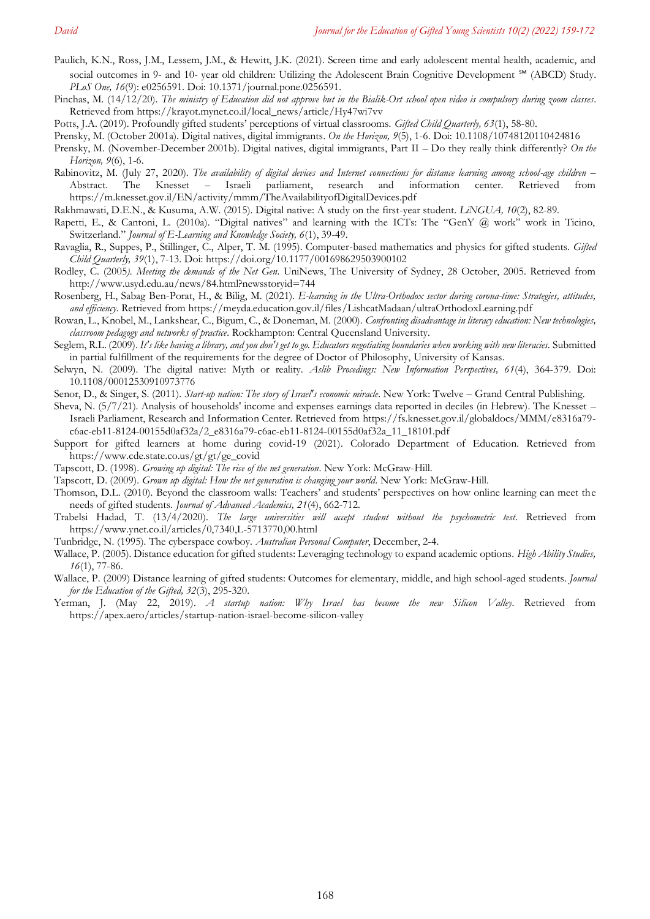Paulich, K.N., Ross, J.M., Lessem, J.M., & Hewitt, J.K. (2021). Screen time and early adolescent mental health, academic, and social outcomes in 9- and 10- year old children: Utilizing the Adolescent Brain Cognitive Development ℠ (ABCD) Study. *PLoS One, 16*(9): e0256591. Doi: 10.1371/journal.pone.0256591.

Pinchas, M. (14/12/20). *The ministry of Education did not approve but in the Bialik-Ort school open video is compulsory during zoom classes*. Retrieved from https://krayot.mynet.co.il/local_news/article/Hy47wi7vv

Potts, J.A. (2019). Profoundly gifted students' perceptions of virtual classrooms. *Gifted Child Quarterly, 63*(1), 58-80.

Prensky, M. (October 2001a). Digital natives, digital immigrants. *On the Horizon, 9*(5), 1-6. Doi: 10.1108/10748120110424816

Prensky, M. (November-December 2001b). Digital natives, digital immigrants, Part II – Do they really think differently? *On the Horizon, 9*(6), 1-6.

Rabinovitz, M. (July 27, 2020). *The availability of digital devices and Internet connections for distance learning among school-age children – Abstract*. The Knesset – Israeli parliament, research and information center. Retrieved from https://m.knesset.gov.il/EN/activity/mmm/TheAvailabilityofDigitalDevices.pdf

Rakhmawati, D.E.N., & Kusuma, A.W. (2015). Digital native: A study on the first-year student. *LiNGUA, 10*(2), 82-89.

Rapetti, E., & Cantoni, L. (2010a). "Digital natives" and learning with the ICTs: The "GenY @ work" work in Ticino, Switzerland." *Journal of E-Learning and Knowledge Society, 6*(1), 39-49.

Ravaglia, R., Suppes, P., Stillinger, C., Alper, T. M. (1995). Computer-based mathematics and physics for gifted students. *Gifted Child Quarterly, 39*(1), 7-13. Doi: https://doi.org/10.1177/001698629503900102

Rodley, C. (2005). *Meeting the demands of the Net Gen*. UniNews, The University of Sydney, 28 October, 2005. Retrieved from http://www.usyd.edu.au/news/84.html?newsstoryid=744

Rosenberg, H., Sabag Ben-Porat, H., & Bilig, M. (2021). *E-learning in the Ultra-Orthodox sector during corona-time: Strategies, attitudes, and efficiency*. Retrieved from https://meyda.education.gov.il/files/LishcatMadaan/ultraOrthodoxLearning.pdf

Rowan, L., Knobel, M., Lankshear, C., Bigum, C., & Doneman, M. (2000). *Confronting disadvantage in literacy education: New technologies, classroom pedagogy and networks of practice*. Rockhampton: Central Queensland University.

Seglem, R.L. (2009). *It's like having a library, and you don't get to go. Educators negotiating boundaries when working with new literacies*. Submitted in partial fulfillment of the requirements for the degree of Doctor of Philosophy, University of Kansas.

Selwyn, N. (2009). The digital native: Myth or reality. *Aslib Proceedings: New Information Perspectives, 61*(4), 364-379. Doi: 10.1108/00012530910973776

Senor, D., & Singer, S. (2011). *Start-up nation: The story of Israel's economic miracle*. New York: Twelve – Grand Central Publishing.

Sheva, N. (5/7/21). Analysis of households' income and expenses earnings data reported in deciles (in Hebrew). The Knesset – Israeli Parliament, Research and Information Center. Retrieved from https://fs.knesset.gov.il/globaldocs/MMM/e8316a79-c6ac-eb11-8124-00155d0af32a/2_e8316a79-c6ac-eb11-8124-00155d0af32a_11_18101.pdf

Support for gifted learners at home during covid-19 (2021). Colorado Department of Education. Retrieved from https://www.cde.state.co.us/gt/gt/ge_covid

Tapscott, D. (1998). *Growing up digital: The rise of the net generation*. New York: McGraw-Hill.

Tapscott, D. (2009). *Grown up digital: How the net generation is changing your world*. New York: McGraw-Hill.

Thomson, D.L. (2010). Beyond the classroom walls: Teachers' and students' perspectives on how online learning can meet the needs of gifted students. *Journal of Advanced Academics, 21*(4), 662-712.

Trabelsi Hadad, T. (13/4/2020). *The large universities will accept student without the psychometric test*. Retrieved from https://www.ynet.co.il/articles/0,7340,L-5713770,00.html

Tunbridge, N. (1995). The cyberspace cowboy. *Australian Personal Computer*, December, 2-4.

Wallace, P. (2005). Distance education for gifted students: Leveraging technology to expand academic options. *High Ability Studies, 16*(1), 77-86.

Wallace, P. (2009) Distance learning of gifted students: Outcomes for elementary, middle, and high school-aged students. *Journal for the Education of the Gifted, 32*(3), 295-320.

Yerman, J. (May 22, 2019). *A startup nation: Why Israel has become the new Silicon Valley*. Retrieved from https://apex.aero/articles/startup-nation-israel-become-silicon-valley